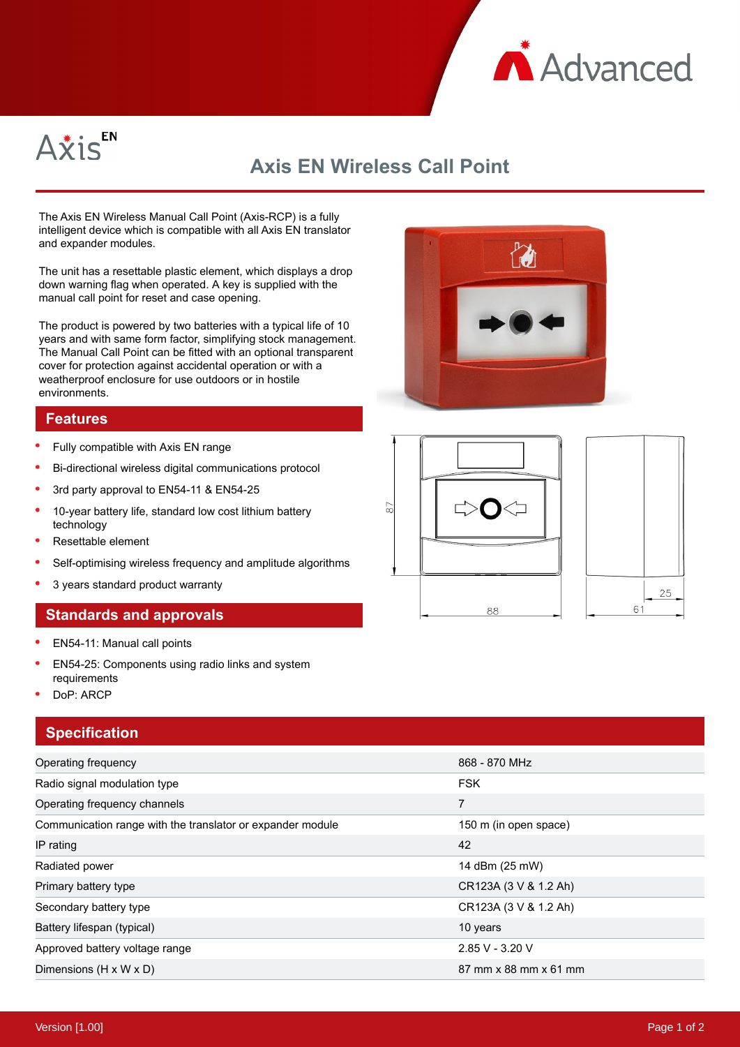# Axis EN Wireless Call Point

The Axis EN Wireless Manual Call Point (Axis-RCP) is a fully intelligent device which is compatible with all Axis EN translator and expander modules.

The unit has a resettable plastic element, which displays a drop down warning flag when operated. A key is supplied with the manual call point for reset and case opening.

The product is powered by two batteries with a typical life of 10 years and with same form factor, simplifying stock management. The Manual Call Point can be fitted with an optional transparent cover for protection against accidental operation or with a weatherproof enclosure for use outdoors or in hostile environments.

## Features

- Fully compatible with Axis EN range
- Bi-directional wireless digital communications protocol
- 3rd party approval to EN54-11 & EN54-25
- 10-year battery life, standard low cost lithium battery technology
- Resettable element
- Self-optimising wireless frequency and amplitude algorithms
- 3 years standard product warranty

## Standards and approvals

- EN54-11: Manual call points
- EN54-25: Components using radio links and system requirements
- DoP: ARCP

87

88

61

25

## Specification

| | |
|---|---|
| Operating frequency | 868 - 870 MHz |
| Radio signal modulation type | FSK |
| Operating frequency channels | 7 |
| Communication range with the translator or expander module | 150 m (in open space) |
| IP rating | 42 |
| Radiated power | 14 dBm (25 mW) |
| Primary battery type | CR123A (3 V & 1.2 Ah) |
| Secondary battery type | CR123A (3 V & 1.2 Ah) |
| Battery lifespan (typical) | 10 years |
| Approved battery voltage range | 2.85 V - 3.20 V |
| Dimensions (H x W x D) | 87 mm x 88 mm x 61 mm |

Version [1.00]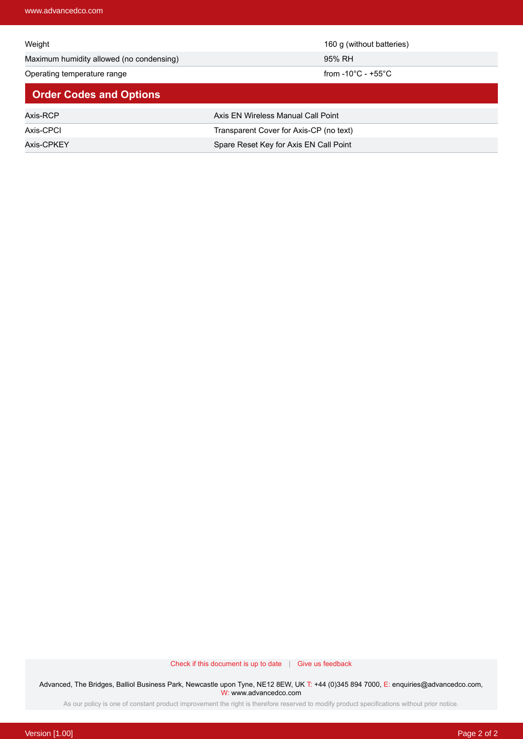| | |
|---|---|
| Weight | 160 g (without batteries) |
| Maximum humidity allowed (no condensing) | 95% RH |
| Operating temperature range | from -10°C - +55°C |

## Order Codes and Options

| | |
|---|---|
| Axis-RCP | Axis EN Wireless Manual Call Point |
| Axis-CPCI | Transparent Cover for Axis-CP (no text) |
| Axis-CPKEY | Spare Reset Key for Axis EN Call Point |

Check if this document is up to date | Give us feedback

Advanced, The Bridges, Balliol Business Park, Newcastle upon Tyne, NE12 8EW, UK T: +44 (0)345 894 7000, E: enquiries@advancedco.com, W: www.advancedco.com

As our policy is one of constant product improvement the right is therefore reserved to modify product specifications without prior notice.

Version [1.00]